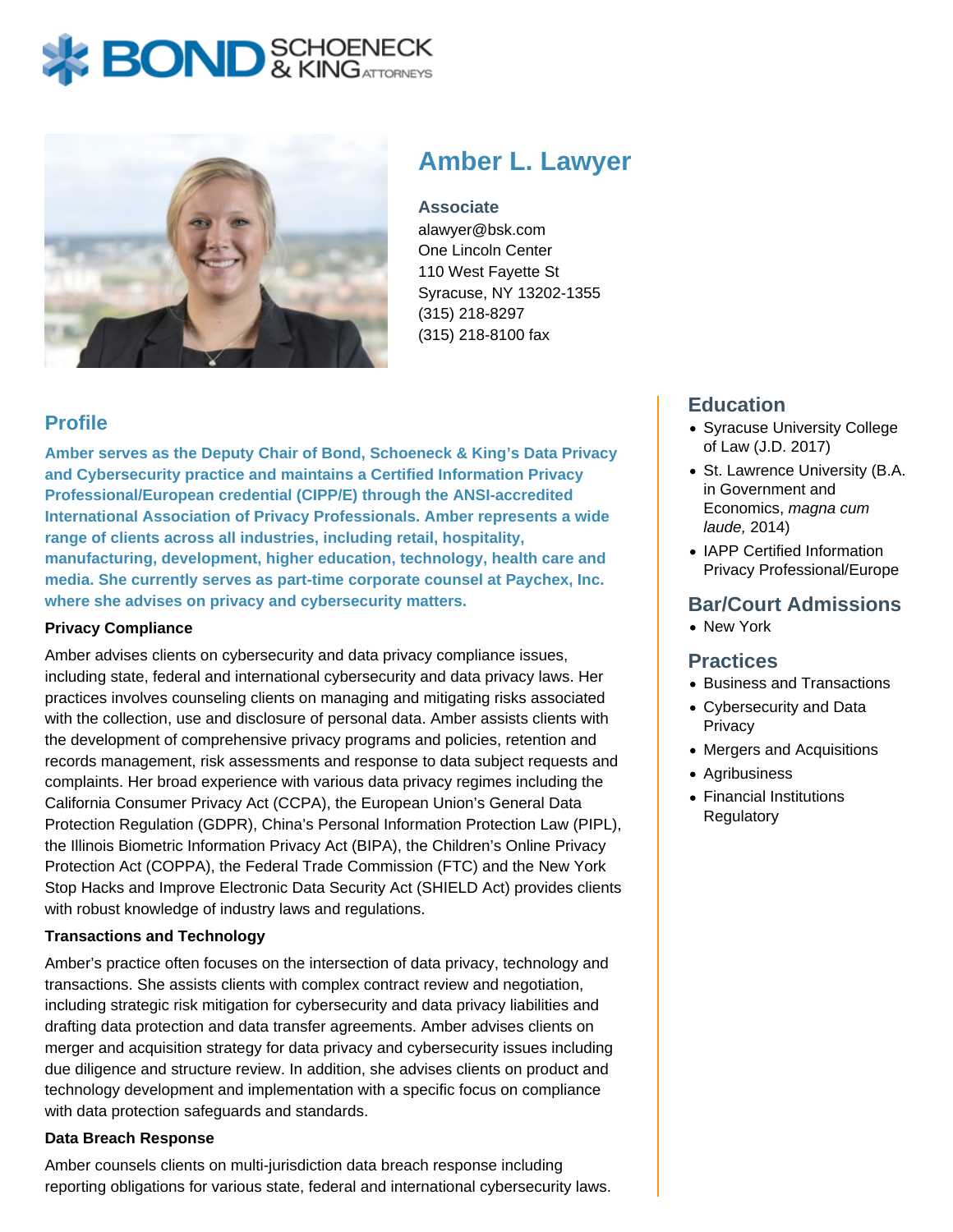# Amber L. Lawyer

**Associate**
alawyer@bsk.com
One Lincoln Center
110 West Fayette St
Syracuse, NY 13202-1355
(315) 218-8297
(315) 218-8100 fax

## Profile

**Amber serves as the Deputy Chair of Bond, Schoeneck & King's Data Privacy and Cybersecurity practice and maintains a Certified Information Privacy Professional/European credential (CIPP/E) through the ANSI-accredited International Association of Privacy Professionals. Amber represents a wide range of clients across all industries, including retail, hospitality, manufacturing, development, higher education, technology, health care and media. She currently serves as part-time corporate counsel at Paychex, Inc. where she advises on privacy and cybersecurity matters.**

**Privacy Compliance**

Amber advises clients on cybersecurity and data privacy compliance issues, including state, federal and international cybersecurity and data privacy laws. Her practices involves counseling clients on managing and mitigating risks associated with the collection, use and disclosure of personal data. Amber assists clients with the development of comprehensive privacy programs and policies, retention and records management, risk assessments and response to data subject requests and complaints. Her broad experience with various data privacy regimes including the California Consumer Privacy Act (CCPA), the European Union's General Data Protection Regulation (GDPR), China's Personal Information Protection Law (PIPL), the Illinois Biometric Information Privacy Act (BIPA), the Children's Online Privacy Protection Act (COPPA), the Federal Trade Commission (FTC) and the New York Stop Hacks and Improve Electronic Data Security Act (SHIELD Act) provides clients with robust knowledge of industry laws and regulations.

**Transactions and Technology**

Amber's practice often focuses on the intersection of data privacy, technology and transactions. She assists clients with complex contract review and negotiation, including strategic risk mitigation for cybersecurity and data privacy liabilities and drafting data protection and data transfer agreements. Amber advises clients on merger and acquisition strategy for data privacy and cybersecurity issues including due diligence and structure review. In addition, she advises clients on product and technology development and implementation with a specific focus on compliance with data protection safeguards and standards.

**Data Breach Response**

Amber counsels clients on multi-jurisdiction data breach response including reporting obligations for various state, federal and international cybersecurity laws.

## Education

- Syracuse University College of Law (J.D. 2017)
- St. Lawrence University (B.A. in Government and Economics, *magna cum laude,* 2014)
- IAPP Certified Information Privacy Professional/Europe

## Bar/Court Admissions

- New York

## Practices

- Business and Transactions
- Cybersecurity and Data Privacy
- Mergers and Acquisitions
- Agribusiness
- Financial Institutions Regulatory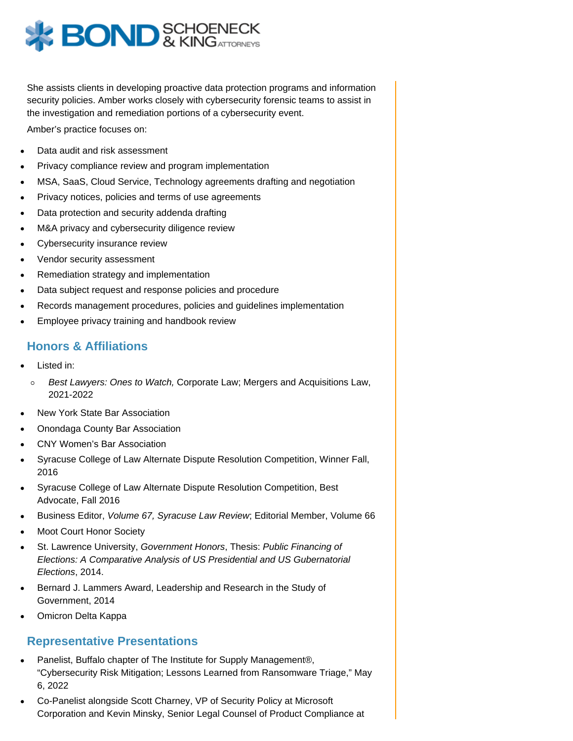She assists clients in developing proactive data protection programs and information security policies. Amber works closely with cybersecurity forensic teams to assist in the investigation and remediation portions of a cybersecurity event.

Amber's practice focuses on:

- Data audit and risk assessment
- Privacy compliance review and program implementation
- MSA, SaaS, Cloud Service, Technology agreements drafting and negotiation
- Privacy notices, policies and terms of use agreements
- Data protection and security addenda drafting
- M&A privacy and cybersecurity diligence review
- Cybersecurity insurance review
- Vendor security assessment
- Remediation strategy and implementation
- Data subject request and response policies and procedure
- Records management procedures, policies and guidelines implementation
- Employee privacy training and handbook review

## Honors & Affiliations

- Listed in:
  - *Best Lawyers: Ones to Watch,* Corporate Law; Mergers and Acquisitions Law, 2021-2022
- New York State Bar Association
- Onondaga County Bar Association
- CNY Women's Bar Association
- Syracuse College of Law Alternate Dispute Resolution Competition, Winner Fall, 2016
- Syracuse College of Law Alternate Dispute Resolution Competition, Best Advocate, Fall 2016
- Business Editor, *Volume 67, Syracuse Law Review*; Editorial Member, Volume 66
- Moot Court Honor Society
- St. Lawrence University, *Government Honors*, Thesis: *Public Financing of Elections: A Comparative Analysis of US Presidential and US Gubernatorial Elections*, 2014.
- Bernard J. Lammers Award, Leadership and Research in the Study of Government, 2014
- Omicron Delta Kappa

## Representative Presentations

- Panelist, Buffalo chapter of The Institute for Supply Management®, "Cybersecurity Risk Mitigation; Lessons Learned from Ransomware Triage," May 6, 2022
- Co-Panelist alongside Scott Charney, VP of Security Policy at Microsoft Corporation and Kevin Minsky, Senior Legal Counsel of Product Compliance at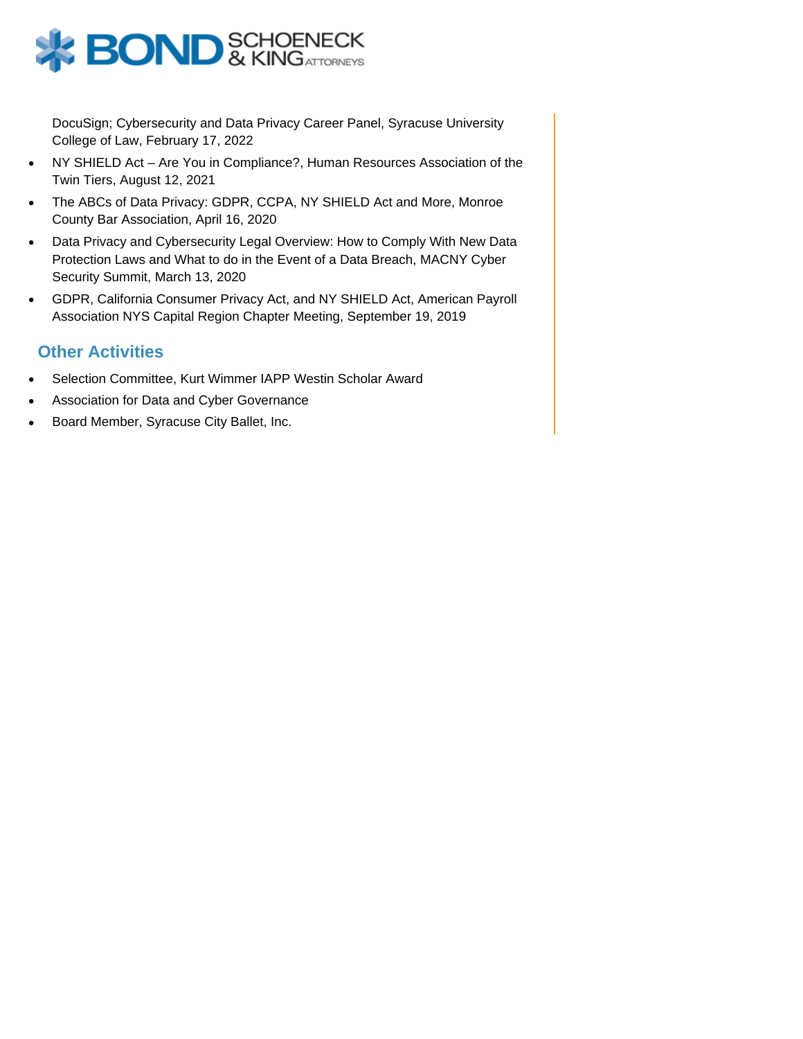DocuSign; Cybersecurity and Data Privacy Career Panel, Syracuse University College of Law, February 17, 2022

- NY SHIELD Act – Are You in Compliance?, Human Resources Association of the Twin Tiers, August 12, 2021
- The ABCs of Data Privacy: GDPR, CCPA, NY SHIELD Act and More, Monroe County Bar Association, April 16, 2020
- Data Privacy and Cybersecurity Legal Overview: How to Comply With New Data Protection Laws and What to do in the Event of a Data Breach, MACNY Cyber Security Summit, March 13, 2020
- GDPR, California Consumer Privacy Act, and NY SHIELD Act, American Payroll Association NYS Capital Region Chapter Meeting, September 19, 2019

## Other Activities

- Selection Committee, Kurt Wimmer IAPP Westin Scholar Award
- Association for Data and Cyber Governance
- Board Member, Syracuse City Ballet, Inc.